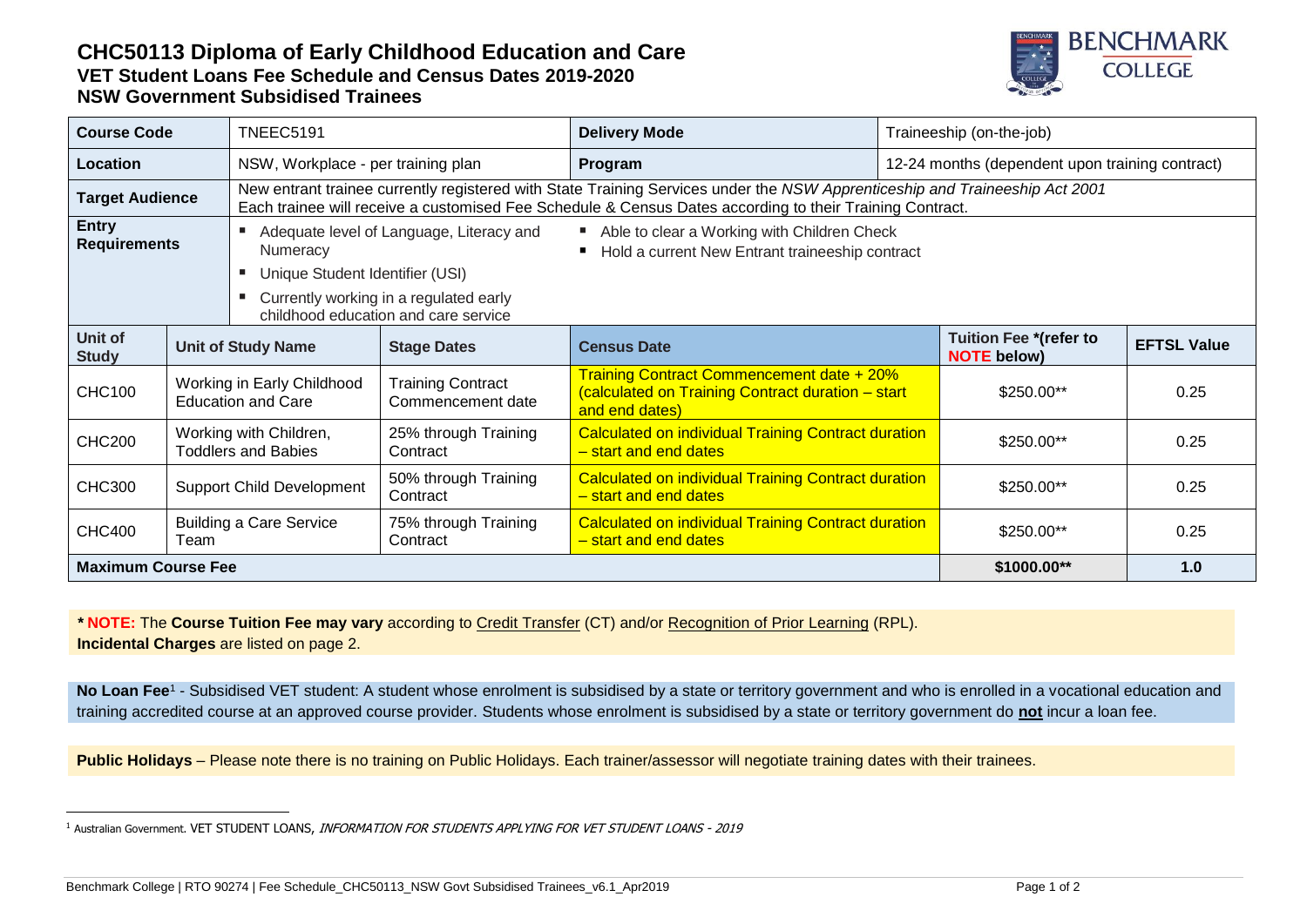# CHC50113 Diploma of Early Childhood Education and Care
## VET Student Loans Fee Schedule and Census Dates 2019-2020
## NSW Government Subsidised Trainees

| **Course Code** | TNEEC5191 | **Delivery Mode** | Traineeship (on-the-job) |
|---|---|---|---|
| **Location** | NSW, Workplace - per training plan | **Program** | 12-24 months (dependent upon training contract) |
| **Target Audience** | New entrant trainee currently registered with State Training Services under the *NSW Apprenticeship and Traineeship Act 2001* Each trainee will receive a customised Fee Schedule & Census Dates according to their Training Contract. | | |
| **Entry Requirements** | ▪ Adequate level of Language, Literacy and Numeracy ▪ Unique Student Identifier (USI) ▪ Currently working in a regulated early childhood education and care service | ▪ Able to clear a Working with Children Check ▪ Hold a current New Entrant traineeship contract | |

| Unit of Study | Unit of Study Name | Stage Dates | Census Date | Tuition Fee *(refer to NOTE below) | EFTSL Value |
|---|---|---|---|---|---|
| CHC100 | Working in Early Childhood Education and Care | Training Contract Commencement date | Training Contract Commencement date + 20% (calculated on Training Contract duration – start and end dates) | $250.00** | 0.25 |
| CHC200 | Working with Children, Toddlers and Babies | 25% through Training Contract | Calculated on individual Training Contract duration – start and end dates | $250.00** | 0.25 |
| CHC300 | Support Child Development | 50% through Training Contract | Calculated on individual Training Contract duration – start and end dates | $250.00** | 0.25 |
| CHC400 | Building a Care Service Team | 75% through Training Contract | Calculated on individual Training Contract duration – start and end dates | $250.00** | 0.25 |
| **Maximum Course Fee** | | | | **$1000.00**** | **1.0** |

*** NOTE:** The **Course Tuition Fee may vary** according to Credit Transfer (CT) and/or Recognition of Prior Learning (RPL).
**Incidental Charges** are listed on page 2.

**No Loan Fee**[1] - Subsidised VET student: A student whose enrolment is subsidised by a state or territory government and who is enrolled in a vocational education and training accredited course at an approved course provider. Students whose enrolment is subsidised by a state or territory government do **not** incur a loan fee.

**Public Holidays** – Please note there is no training on Public Holidays. Each trainer/assessor will negotiate training dates with their trainees.

[1] Australian Government. VET STUDENT LOANS, *INFORMATION FOR STUDENTS APPLYING FOR VET STUDENT LOANS - 2019*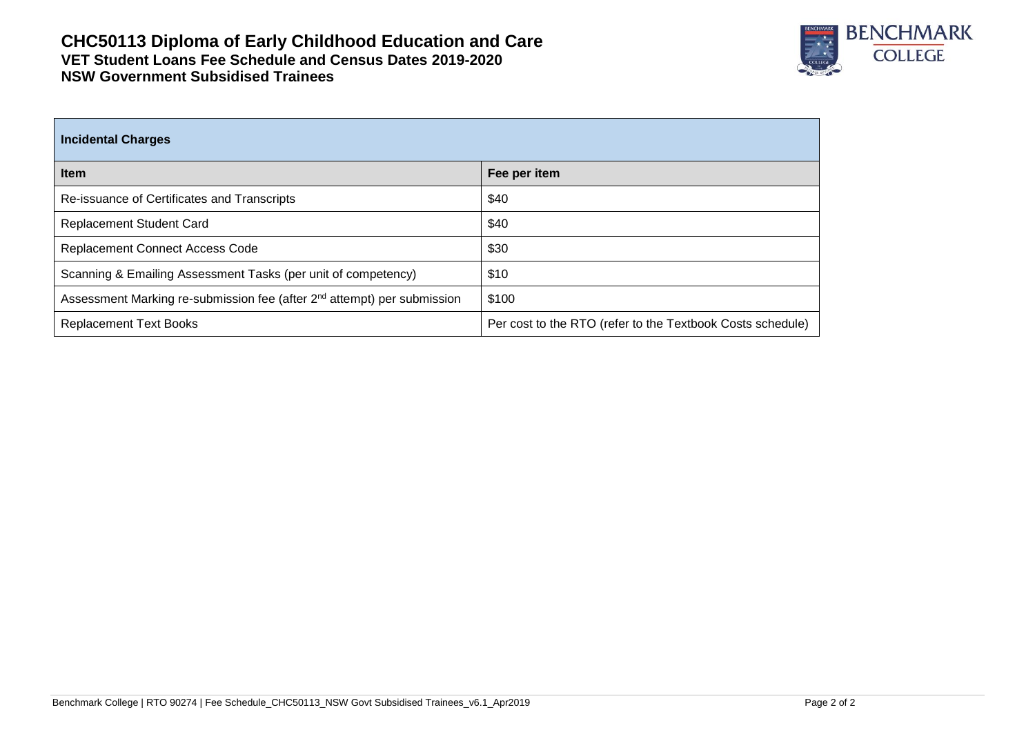| Incidental Charges | |
| --- | --- |
| **Item** | **Fee per item** |
| Re-issuance of Certificates and Transcripts | $40 |
| Replacement Student Card | $40 |
| Replacement Connect Access Code | $30 |
| Scanning & Emailing Assessment Tasks (per unit of competency) | $10 |
| Assessment Marking re-submission fee (after 2nd attempt) per submission | $100 |
| Replacement Text Books | Per cost to the RTO (refer to the Textbook Costs schedule) |